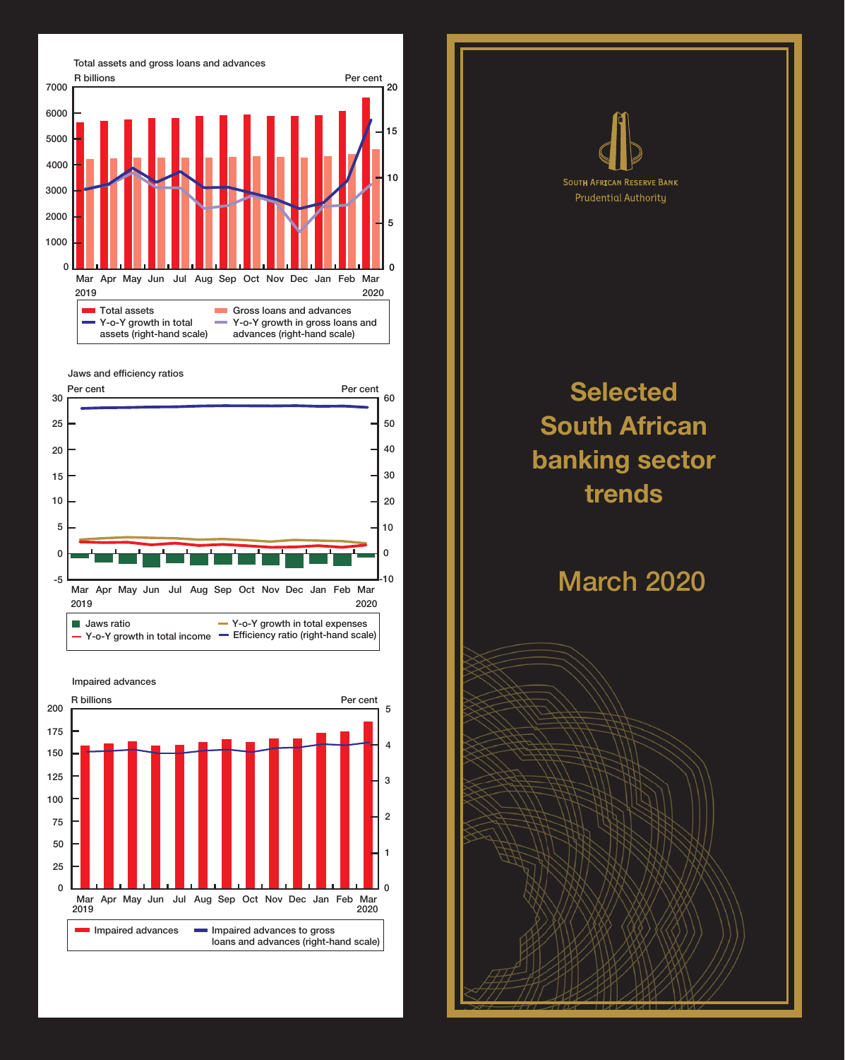Total assets and gross loans and advances

R billions | Per cent

Mar 2019 – Mar 2020

- Total assets
- Gross loans and advances
- Y-o-Y growth in total assets (right-hand scale)
- Y-o-Y growth in gross loans and advances (right-hand scale)

Jaws and efficiency ratios

Per cent | Per cent

Mar 2019 – Mar 2020

- Jaws ratio
- Y-o-Y growth in total income
- Y-o-Y growth in total expenses
- Efficiency ratio (right-hand scale)

Impaired advances

R billions | Per cent

Mar 2019 – Mar 2020

- Impaired advances
- Impaired advances to gross loans and advances (right-hand scale)

South African Reserve Bank

Prudential Authority

# Selected South African banking sector trends

## March 2020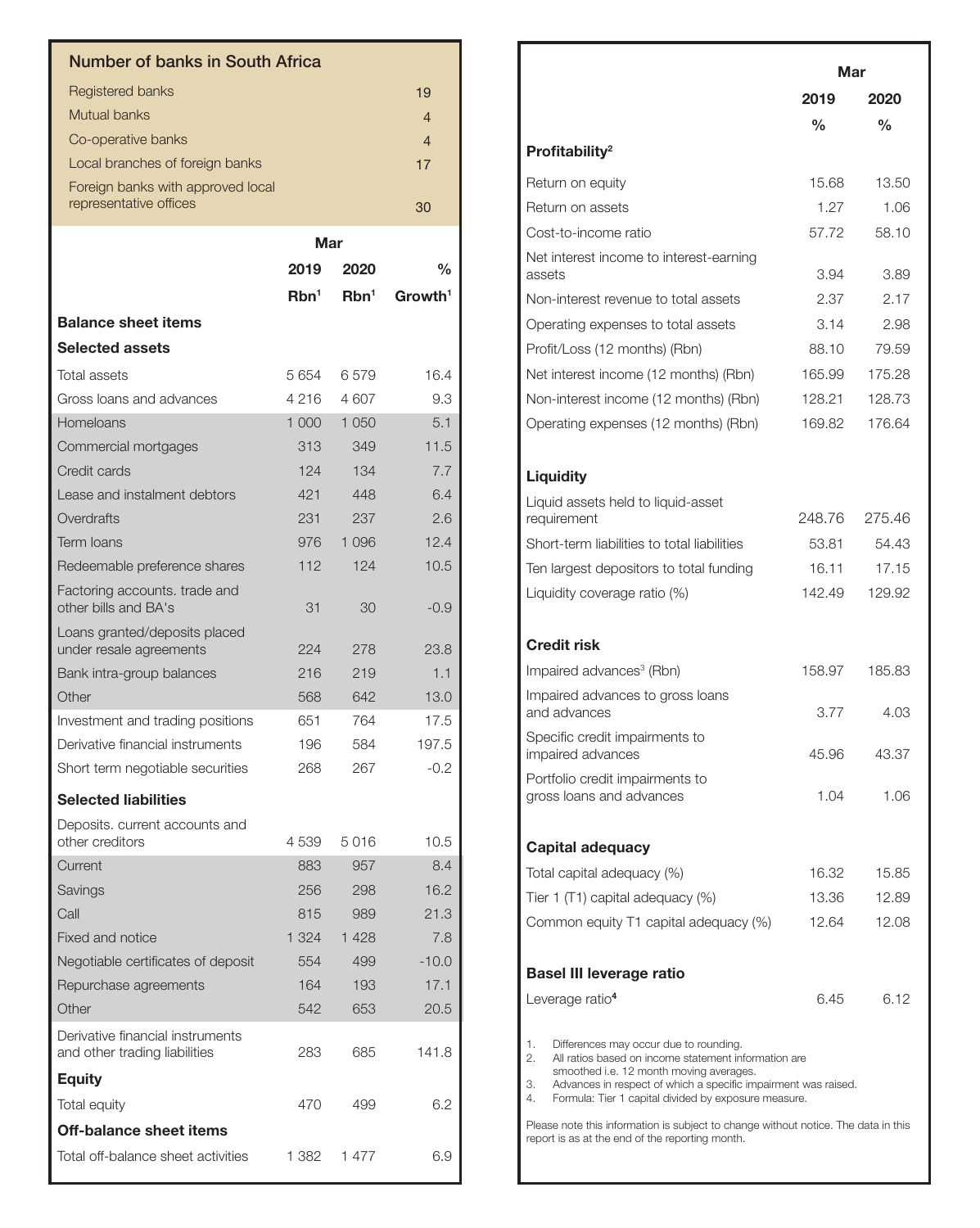## Number of banks in South Africa

| | |
|---|---|
| Registered banks | 19 |
| Mutual banks | 4 |
| Co-operative banks | 4 |
| Local branches of foreign banks | 17 |
| Foreign banks with approved local representative offices | 30 |

| | Mar 2019 Rbn[1] | Mar 2020 Rbn[1] | % Growth[1] |
|---|---|---|---|
| **Balance sheet items** | | | |
| **Selected assets** | | | |
| Total assets | 5 654 | 6 579 | 16.4 |
| Gross loans and advances | 4 216 | 4 607 | 9.3 |
| Homeloans | 1 000 | 1 050 | 5.1 |
| Commercial mortgages | 313 | 349 | 11.5 |
| Credit cards | 124 | 134 | 7.7 |
| Lease and instalment debtors | 421 | 448 | 6.4 |
| Overdrafts | 231 | 237 | 2.6 |
| Term loans | 976 | 1 096 | 12.4 |
| Redeemable preference shares | 112 | 124 | 10.5 |
| Factoring accounts. trade and other bills and BA's | 31 | 30 | -0.9 |
| Loans granted/deposits placed under resale agreements | 224 | 278 | 23.8 |
| Bank intra-group balances | 216 | 219 | 1.1 |
| Other | 568 | 642 | 13.0 |
| Investment and trading positions | 651 | 764 | 17.5 |
| Derivative financial instruments | 196 | 584 | 197.5 |
| Short term negotiable securities | 268 | 267 | -0.2 |
| **Selected liabilities** | | | |
| Deposits. current accounts and other creditors | 4 539 | 5 016 | 10.5 |
| Current | 883 | 957 | 8.4 |
| Savings | 256 | 298 | 16.2 |
| Call | 815 | 989 | 21.3 |
| Fixed and notice | 1 324 | 1 428 | 7.8 |
| Negotiable certificates of deposit | 554 | 499 | -10.0 |
| Repurchase agreements | 164 | 193 | 17.1 |
| Other | 542 | 653 | 20.5 |
| Derivative financial instruments and other trading liabilities | 283 | 685 | 141.8 |
| **Equity** | | | |
| Total equity | 470 | 499 | 6.2 |
| **Off-balance sheet items** | | | |
| Total off-balance sheet activities | 1 382 | 1 477 | 6.9 |

| | Mar 2019 % | Mar 2020 % |
|---|---|---|
| **Profitability[2]** | | |
| Return on equity | 15.68 | 13.50 |
| Return on assets | 1.27 | 1.06 |
| Cost-to-income ratio | 57.72 | 58.10 |
| Net interest income to interest-earning assets | 3.94 | 3.89 |
| Non-interest revenue to total assets | 2.37 | 2.17 |
| Operating expenses to total assets | 3.14 | 2.98 |
| Profit/Loss (12 months) (Rbn) | 88.10 | 79.59 |
| Net interest income (12 months) (Rbn) | 165.99 | 175.28 |
| Non-interest income (12 months) (Rbn) | 128.21 | 128.73 |
| Operating expenses (12 months) (Rbn) | 169.82 | 176.64 |
| **Liquidity** | | |
| Liquid assets held to liquid-asset requirement | 248.76 | 275.46 |
| Short-term liabilities to total liabilities | 53.81 | 54.43 |
| Ten largest depositors to total funding | 16.11 | 17.15 |
| Liquidity coverage ratio (%) | 142.49 | 129.92 |
| **Credit risk** | | |
| Impaired advances[3] (Rbn) | 158.97 | 185.83 |
| Impaired advances to gross loans and advances | 3.77 | 4.03 |
| Specific credit impairments to impaired advances | 45.96 | 43.37 |
| Portfolio credit impairments to gross loans and advances | 1.04 | 1.06 |
| **Capital adequacy** | | |
| Total capital adequacy (%) | 16.32 | 15.85 |
| Tier 1 (T1) capital adequacy (%) | 13.36 | 12.89 |
| Common equity T1 capital adequacy (%) | 12.64 | 12.08 |
| **Basel III leverage ratio** | | |
| Leverage ratio[4] | 6.45 | 6.12 |

1. Differences may occur due to rounding.
2. All ratios based on income statement information are smoothed i.e. 12 month moving averages.
3. Advances in respect of which a specific impairment was raised.
4. Formula: Tier 1 capital divided by exposure measure.

Please note this information is subject to change without notice. The data in this report is as at the end of the reporting month.